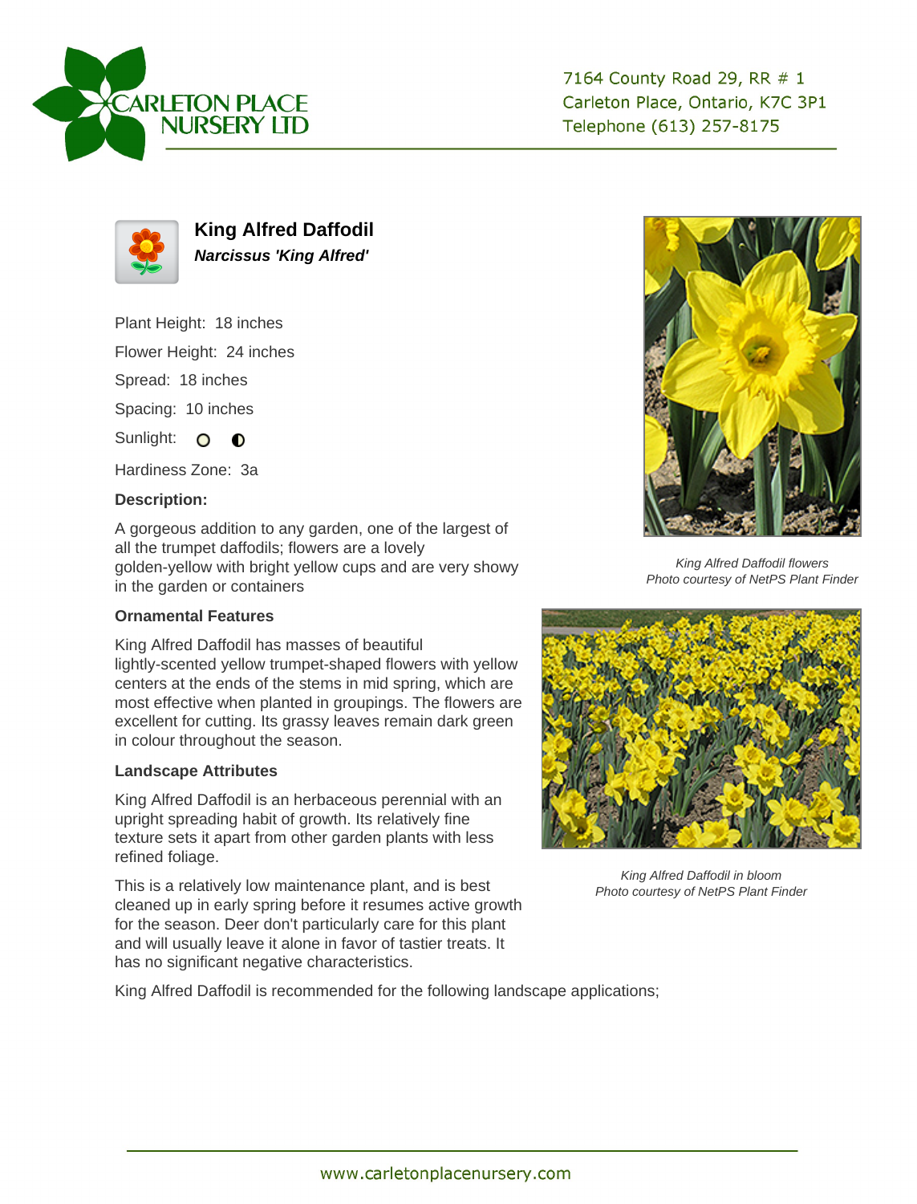CARLETON PLACE NURSERY LTD

7164 County Road 29, RR # 1
Carleton Place, Ontario, K7C 3P1
Telephone (613) 257-8175

# King Alfred Daffodil

***Narcissus 'King Alfred'***

Plant Height: 18 inches

Flower Height: 24 inches

Spread: 18 inches

Spacing: 10 inches

Sunlight: ○ ◐

Hardiness Zone: 3a

### Description:

A gorgeous addition to any garden, one of the largest of all the trumpet daffodils; flowers are a lovely golden-yellow with bright yellow cups and are very showy in the garden or containers

### Ornamental Features

King Alfred Daffodil has masses of beautiful lightly-scented yellow trumpet-shaped flowers with yellow centers at the ends of the stems in mid spring, which are most effective when planted in groupings. The flowers are excellent for cutting. Its grassy leaves remain dark green in colour throughout the season.

### Landscape Attributes

King Alfred Daffodil is an herbaceous perennial with an upright spreading habit of growth. Its relatively fine texture sets it apart from other garden plants with less refined foliage.

This is a relatively low maintenance plant, and is best cleaned up in early spring before it resumes active growth for the season. Deer don't particularly care for this plant and will usually leave it alone in favor of tastier treats. It has no significant negative characteristics.

King Alfred Daffodil is recommended for the following landscape applications;

*King Alfred Daffodil flowers*
*Photo courtesy of NetPS Plant Finder*

*King Alfred Daffodil in bloom*
*Photo courtesy of NetPS Plant Finder*

www.carletonplacenursery.com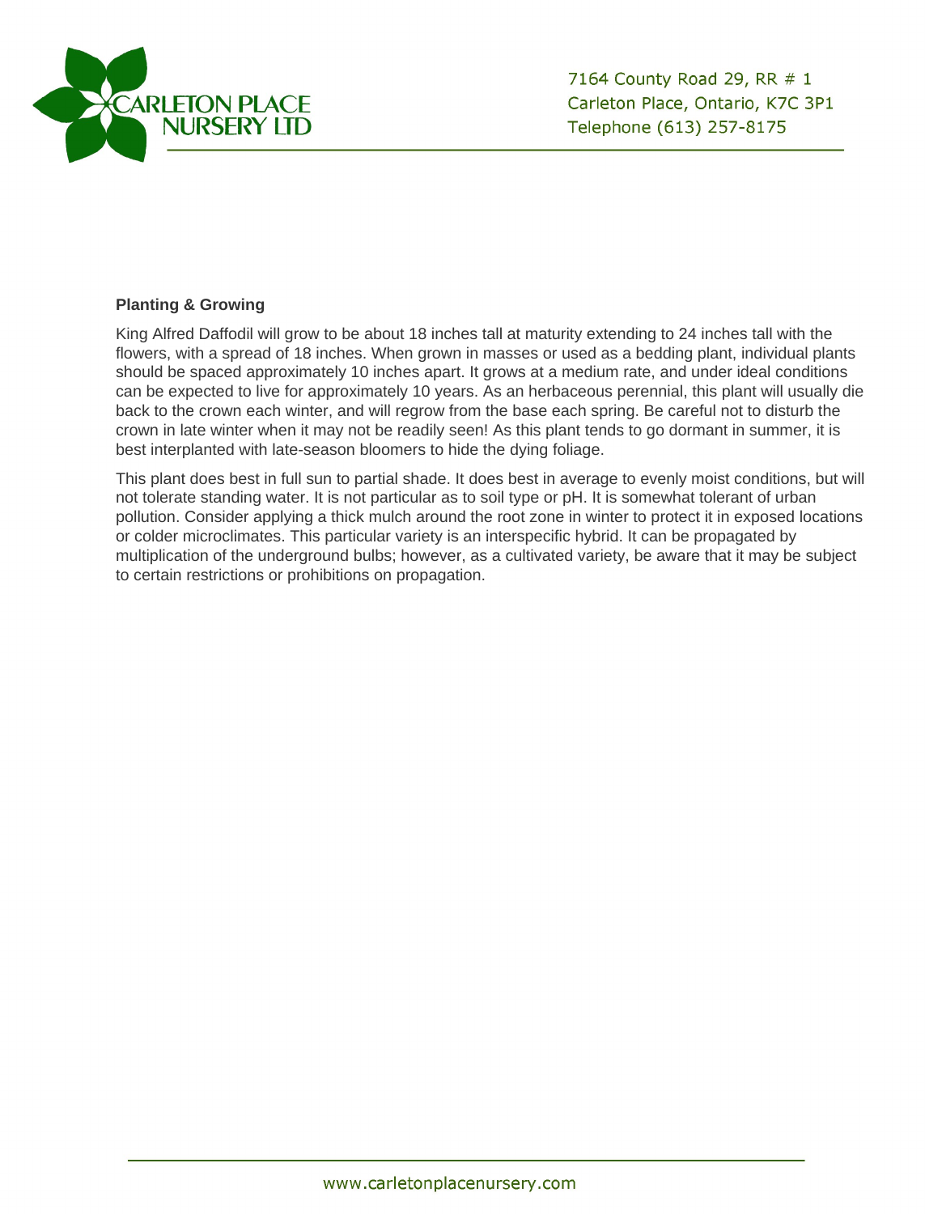**Planting & Growing**

King Alfred Daffodil will grow to be about 18 inches tall at maturity extending to 24 inches tall with the flowers, with a spread of 18 inches. When grown in masses or used as a bedding plant, individual plants should be spaced approximately 10 inches apart. It grows at a medium rate, and under ideal conditions can be expected to live for approximately 10 years. As an herbaceous perennial, this plant will usually die back to the crown each winter, and will regrow from the base each spring. Be careful not to disturb the crown in late winter when it may not be readily seen! As this plant tends to go dormant in summer, it is best interplanted with late-season bloomers to hide the dying foliage.

This plant does best in full sun to partial shade. It does best in average to evenly moist conditions, but will not tolerate standing water. It is not particular as to soil type or pH. It is somewhat tolerant of urban pollution. Consider applying a thick mulch around the root zone in winter to protect it in exposed locations or colder microclimates. This particular variety is an interspecific hybrid. It can be propagated by multiplication of the underground bulbs; however, as a cultivated variety, be aware that it may be subject to certain restrictions or prohibitions on propagation.